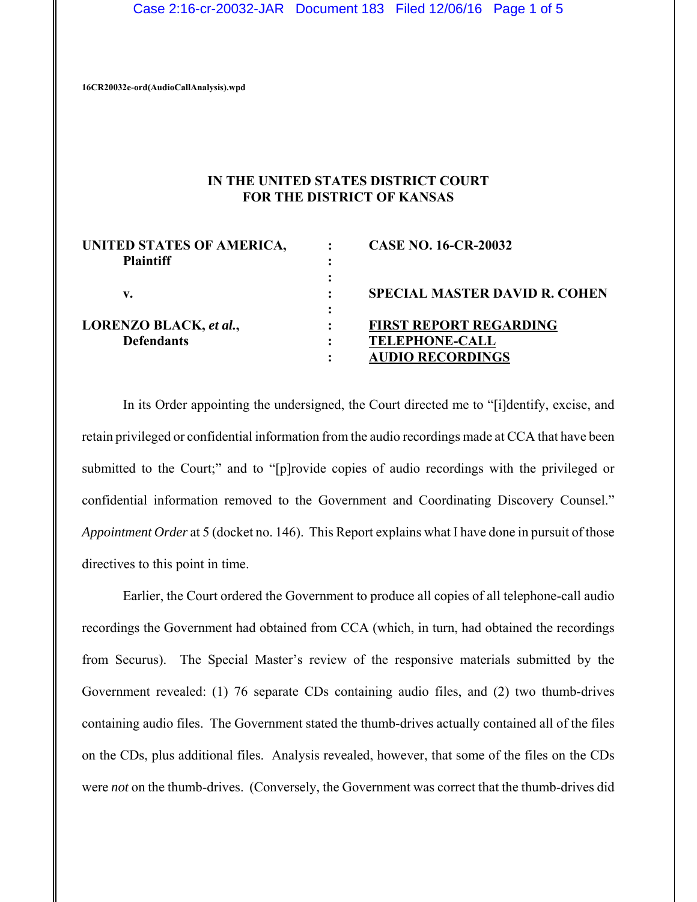16CR20032e-ord(AudioCallAnalysis).wpd

**IN THE UNITED STATES DISTRICT COURT**
**FOR THE DISTRICT OF KANSAS**

| | | |
|---|---|---|
| **UNITED STATES OF AMERICA,** **Plaintiff** | : | **CASE NO. 16-CR-20032** |
| **v.** | : | **SPECIAL MASTER DAVID R. COHEN** |
| **LORENZO BLACK,** ***et al.*****,** **Defendants** | : | **FIRST REPORT REGARDING TELEPHONE-CALL AUDIO RECORDINGS** |

In its Order appointing the undersigned, the Court directed me to "[i]dentify, excise, and retain privileged or confidential information from the audio recordings made at CCA that have been submitted to the Court;" and to "[p]rovide copies of audio recordings with the privileged or confidential information removed to the Government and Coordinating Discovery Counsel." *Appointment Order* at 5 (docket no. 146). This Report explains what I have done in pursuit of those directives to this point in time.

Earlier, the Court ordered the Government to produce all copies of all telephone-call audio recordings the Government had obtained from CCA (which, in turn, had obtained the recordings from Securus). The Special Master's review of the responsive materials submitted by the Government revealed: (1) 76 separate CDs containing audio files, and (2) two thumb-drives containing audio files. The Government stated the thumb-drives actually contained all of the files on the CDs, plus additional files. Analysis revealed, however, that some of the files on the CDs were *not* on the thumb-drives. (Conversely, the Government was correct that the thumb-drives did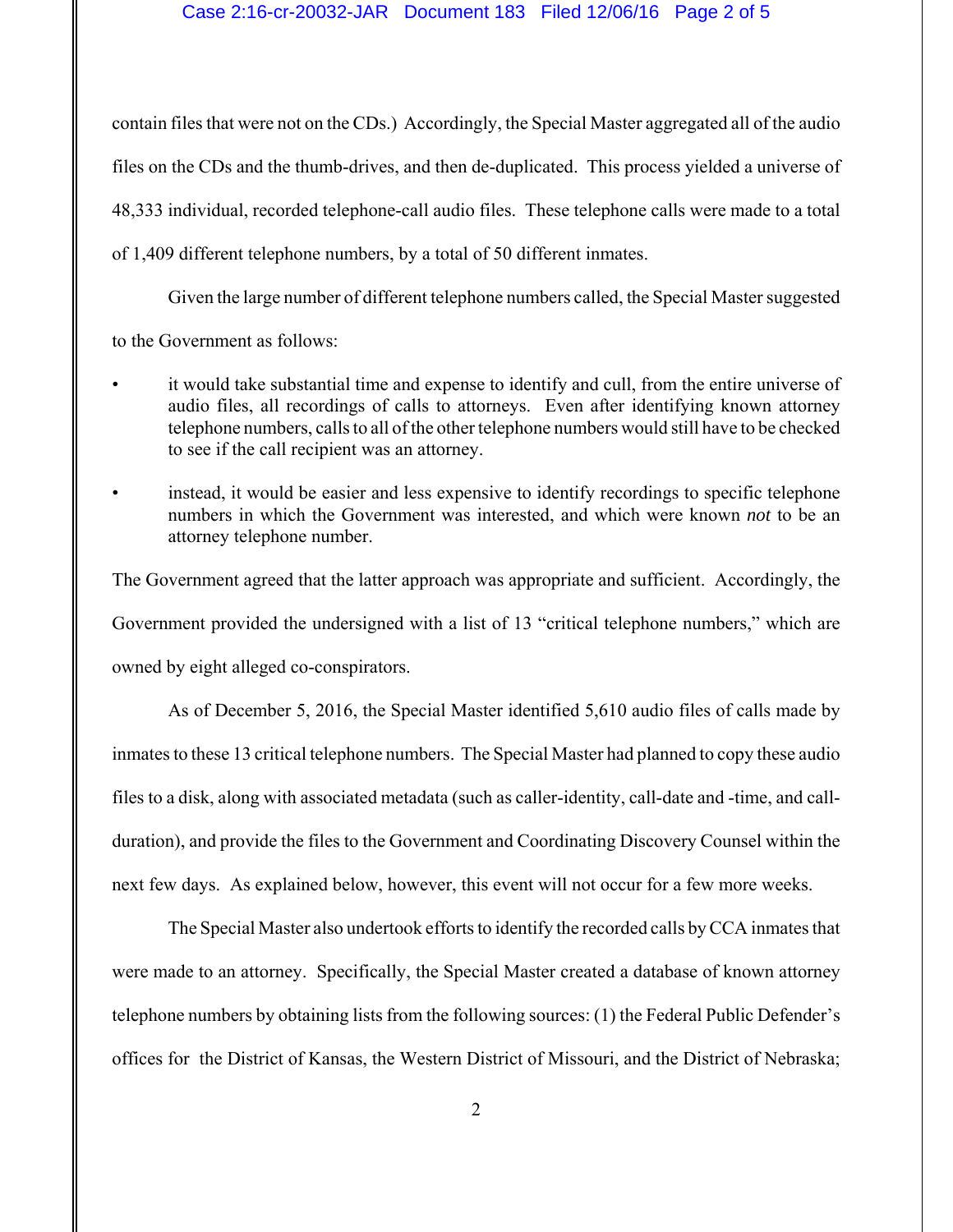contain files that were not on the CDs.) Accordingly, the Special Master aggregated all of the audio files on the CDs and the thumb-drives, and then de-duplicated. This process yielded a universe of 48,333 individual, recorded telephone-call audio files. These telephone calls were made to a total of 1,409 different telephone numbers, by a total of 50 different inmates.

Given the large number of different telephone numbers called, the Special Master suggested to the Government as follows:

- it would take substantial time and expense to identify and cull, from the entire universe of audio files, all recordings of calls to attorneys. Even after identifying known attorney telephone numbers, calls to all of the other telephone numbers would still have to be checked to see if the call recipient was an attorney.
- instead, it would be easier and less expensive to identify recordings to specific telephone numbers in which the Government was interested, and which were known *not* to be an attorney telephone number.

The Government agreed that the latter approach was appropriate and sufficient. Accordingly, the Government provided the undersigned with a list of 13 "critical telephone numbers," which are owned by eight alleged co-conspirators.

As of December 5, 2016, the Special Master identified 5,610 audio files of calls made by inmates to these 13 critical telephone numbers. The Special Master had planned to copy these audio files to a disk, along with associated metadata (such as caller-identity, call-date and -time, and call-duration), and provide the files to the Government and Coordinating Discovery Counsel within the next few days. As explained below, however, this event will not occur for a few more weeks.

The Special Master also undertook efforts to identify the recorded calls by CCA inmates that were made to an attorney. Specifically, the Special Master created a database of known attorney telephone numbers by obtaining lists from the following sources: (1) the Federal Public Defender's offices for the District of Kansas, the Western District of Missouri, and the District of Nebraska;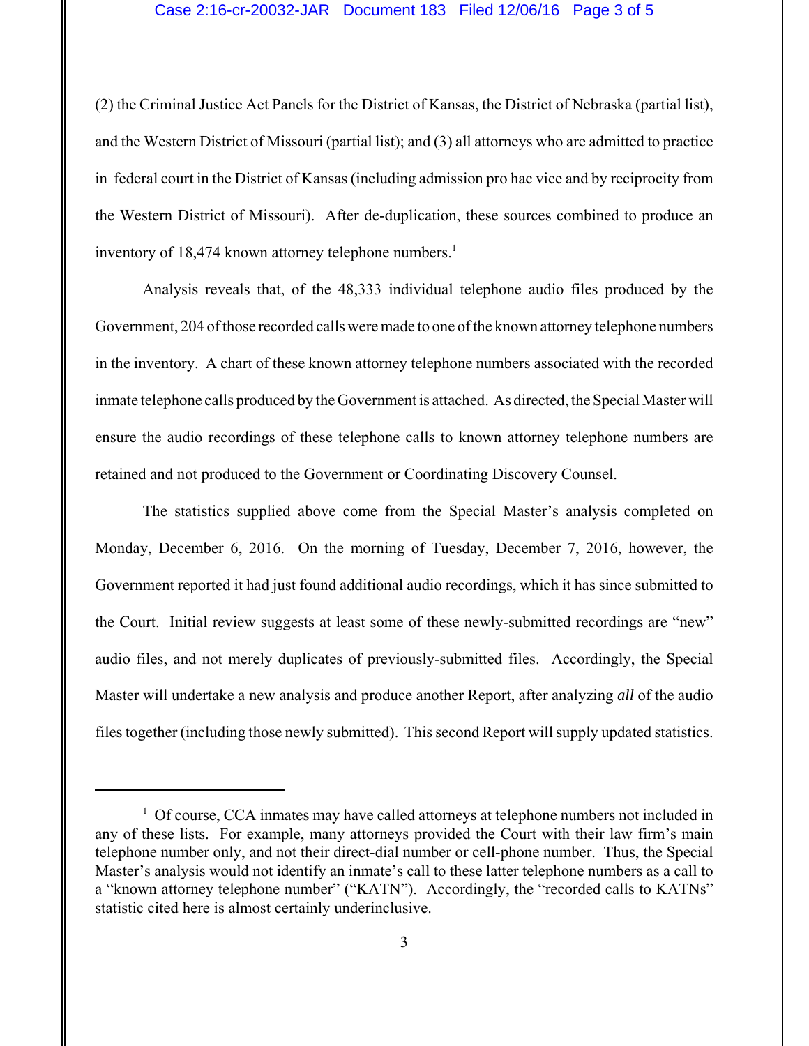(2) the Criminal Justice Act Panels for the District of Kansas, the District of Nebraska (partial list), and the Western District of Missouri (partial list); and (3) all attorneys who are admitted to practice in federal court in the District of Kansas (including admission pro hac vice and by reciprocity from the Western District of Missouri). After de-duplication, these sources combined to produce an inventory of 18,474 known attorney telephone numbers.[1]

Analysis reveals that, of the 48,333 individual telephone audio files produced by the Government, 204 of those recorded calls were made to one of the known attorney telephone numbers in the inventory. A chart of these known attorney telephone numbers associated with the recorded inmate telephone calls produced by the Government is attached. As directed, the Special Master will ensure the audio recordings of these telephone calls to known attorney telephone numbers are retained and not produced to the Government or Coordinating Discovery Counsel.

The statistics supplied above come from the Special Master's analysis completed on Monday, December 6, 2016. On the morning of Tuesday, December 7, 2016, however, the Government reported it had just found additional audio recordings, which it has since submitted to the Court. Initial review suggests at least some of these newly-submitted recordings are "new" audio files, and not merely duplicates of previously-submitted files. Accordingly, the Special Master will undertake a new analysis and produce another Report, after analyzing *all* of the audio files together (including those newly submitted). This second Report will supply updated statistics.

---

[1] Of course, CCA inmates may have called attorneys at telephone numbers not included in any of these lists. For example, many attorneys provided the Court with their law firm's main telephone number only, and not their direct-dial number or cell-phone number. Thus, the Special Master's analysis would not identify an inmate's call to these latter telephone numbers as a call to a "known attorney telephone number" ("KATN"). Accordingly, the "recorded calls to KATNs" statistic cited here is almost certainly underinclusive.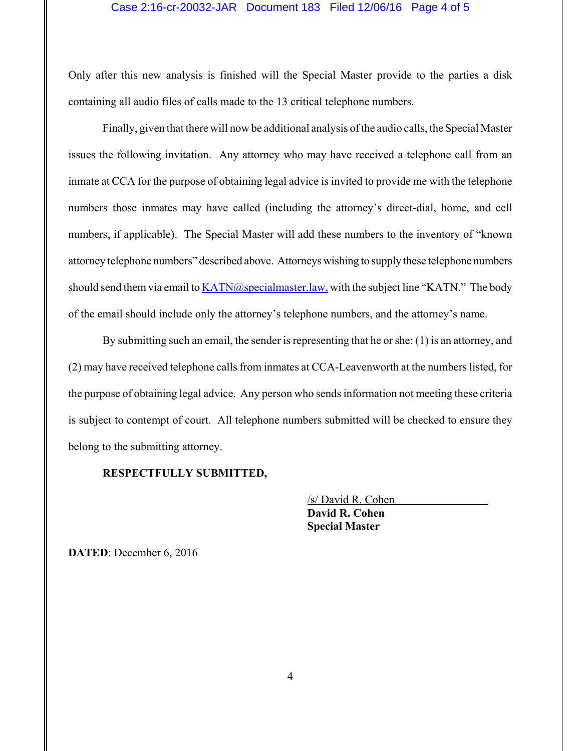Only after this new analysis is finished will the Special Master provide to the parties a disk containing all audio files of calls made to the 13 critical telephone numbers.

Finally, given that there will now be additional analysis of the audio calls, the Special Master issues the following invitation. Any attorney who may have received a telephone call from an inmate at CCA for the purpose of obtaining legal advice is invited to provide me with the telephone numbers those inmates may have called (including the attorney's direct-dial, home, and cell numbers, if applicable). The Special Master will add these numbers to the inventory of "known attorney telephone numbers" described above. Attorneys wishing to supply these telephone numbers should send them via email to KATN@specialmaster.law, with the subject line "KATN." The body of the email should include only the attorney's telephone numbers, and the attorney's name.

By submitting such an email, the sender is representing that he or she: (1) is an attorney, and (2) may have received telephone calls from inmates at CCA-Leavenworth at the numbers listed, for the purpose of obtaining legal advice. Any person who sends information not meeting these criteria is subject to contempt of court. All telephone numbers submitted will be checked to ensure they belong to the submitting attorney.

**RESPECTFULLY SUBMITTED,**

/s/ David R. Cohen
**David R. Cohen**
**Special Master**

**DATED**: December 6, 2016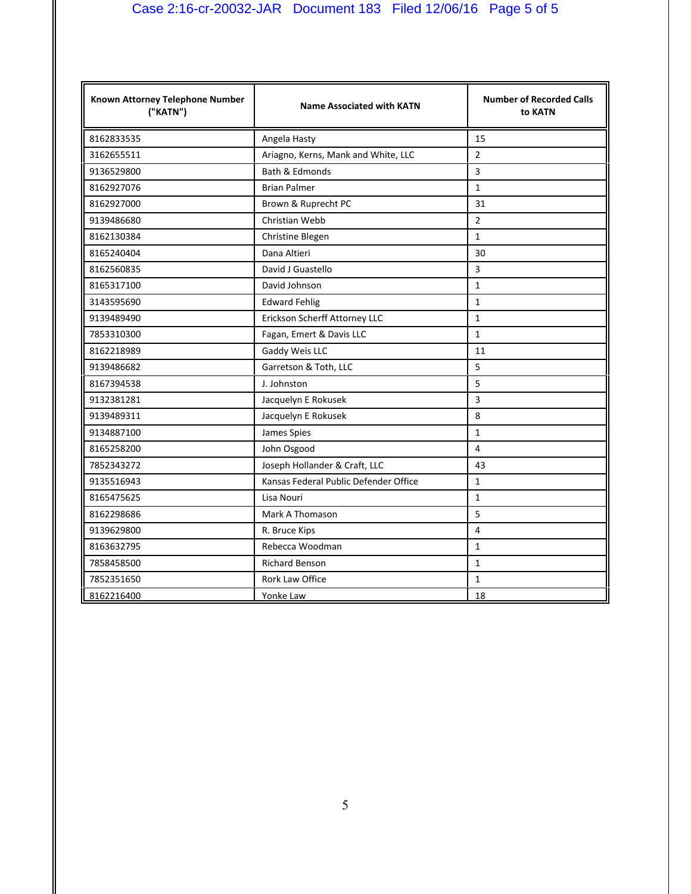| Known Attorney Telephone Number ("KATN") | Name Associated with KATN | Number of Recorded Calls to KATN |
|---|---|---|
| 8162833535 | Angela Hasty | 15 |
| 3162655511 | Ariagno, Kerns, Mank and White, LLC | 2 |
| 9136529800 | Bath & Edmonds | 3 |
| 8162927076 | Brian Palmer | 1 |
| 8162927000 | Brown & Ruprecht PC | 31 |
| 9139486680 | Christian Webb | 2 |
| 8162130384 | Christine Blegen | 1 |
| 8165240404 | Dana Altieri | 30 |
| 8162560835 | David J Guastello | 3 |
| 8165317100 | David Johnson | 1 |
| 3143595690 | Edward Fehlig | 1 |
| 9139489490 | Erickson Scherff Attorney LLC | 1 |
| 7853310300 | Fagan, Emert & Davis LLC | 1 |
| 8162218989 | Gaddy Weis LLC | 11 |
| 9139486682 | Garretson & Toth, LLC | 5 |
| 8167394538 | J. Johnston | 5 |
| 9132381281 | Jacquelyn E Rokusek | 3 |
| 9139489311 | Jacquelyn E Rokusek | 8 |
| 9134887100 | James Spies | 1 |
| 8165258200 | John Osgood | 4 |
| 7852343272 | Joseph Hollander & Craft, LLC | 43 |
| 9135516943 | Kansas Federal Public Defender Office | 1 |
| 8165475625 | Lisa Nouri | 1 |
| 8162298686 | Mark A Thomason | 5 |
| 9139629800 | R. Bruce Kips | 4 |
| 8163632795 | Rebecca Woodman | 1 |
| 7858458500 | Richard Benson | 1 |
| 7852351650 | Rork Law Office | 1 |
| 8162216400 | Yonke Law | 18 |